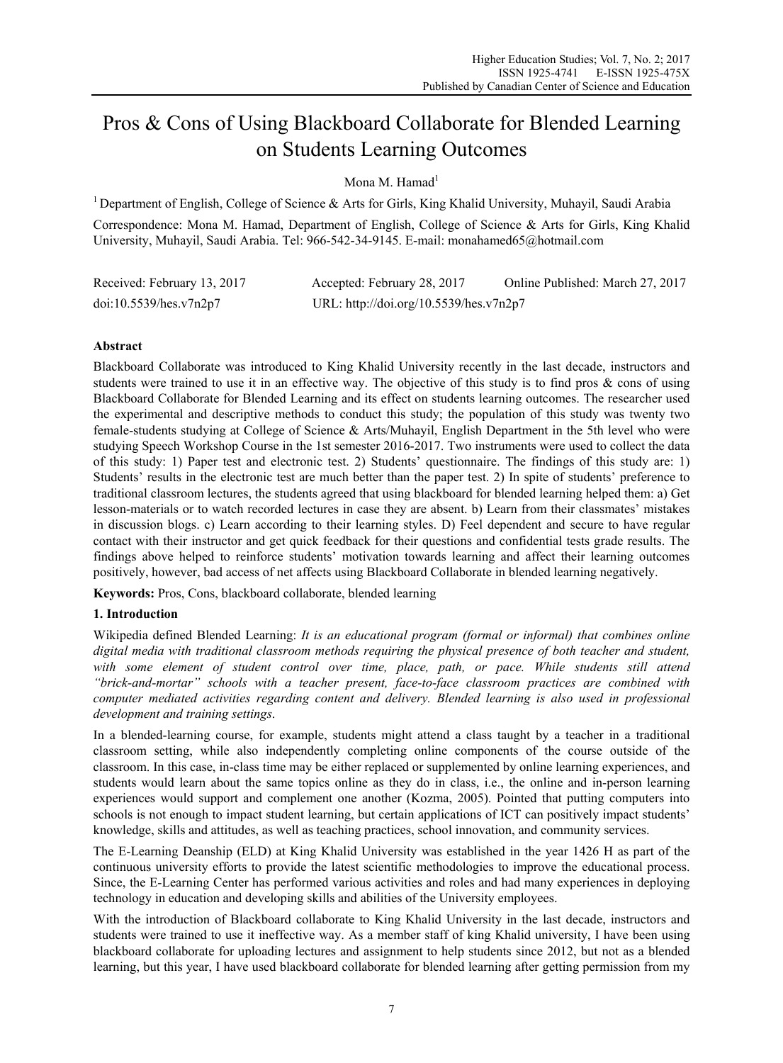# Pros & Cons of Using Blackboard Collaborate for Blended Learning on Students Learning Outcomes

Mona M. Hamad[1]

[1] Department of English, College of Science & Arts for Girls, King Khalid University, Muhayil, Saudi Arabia

Correspondence: Mona M. Hamad, Department of English, College of Science & Arts for Girls, King Khalid University, Muhayil, Saudi Arabia. Tel: 966-542-34-9145. E-mail: monahamed65@hotmail.com

Received: February 13, 2017 Accepted: February 28, 2017 Online Published: March 27, 2017

doi:10.5539/hes.v7n2p7 URL: http://doi.org/10.5539/hes.v7n2p7

## Abstract

Blackboard Collaborate was introduced to King Khalid University recently in the last decade, instructors and students were trained to use it in an effective way. The objective of this study is to find pros & cons of using Blackboard Collaborate for Blended Learning and its effect on students learning outcomes. The researcher used the experimental and descriptive methods to conduct this study; the population of this study was twenty two female-students studying at College of Science & Arts/Muhayil, English Department in the 5th level who were studying Speech Workshop Course in the 1st semester 2016-2017. Two instruments were used to collect the data of this study: 1) Paper test and electronic test. 2) Students' questionnaire. The findings of this study are: 1) Students' results in the electronic test are much better than the paper test. 2) In spite of students' preference to traditional classroom lectures, the students agreed that using blackboard for blended learning helped them: a) Get lesson-materials or to watch recorded lectures in case they are absent. b) Learn from their classmates' mistakes in discussion blogs. c) Learn according to their learning styles. D) Feel dependent and secure to have regular contact with their instructor and get quick feedback for their questions and confidential tests grade results. The findings above helped to reinforce students' motivation towards learning and affect their learning outcomes positively, however, bad access of net affects using Blackboard Collaborate in blended learning negatively.

**Keywords:** Pros, Cons, blackboard collaborate, blended learning

## 1. Introduction

Wikipedia defined Blended Learning: *It is an educational program (formal or informal) that combines online digital media with traditional classroom methods requiring the physical presence of both teacher and student, with some element of student control over time, place, path, or pace. While students still attend "brick-and-mortar" schools with a teacher present, face-to-face classroom practices are combined with computer mediated activities regarding content and delivery. Blended learning is also used in professional development and training settings*.

In a blended-learning course, for example, students might attend a class taught by a teacher in a traditional classroom setting, while also independently completing online components of the course outside of the classroom. In this case, in-class time may be either replaced or supplemented by online learning experiences, and students would learn about the same topics online as they do in class, i.e., the online and in-person learning experiences would support and complement one another (Kozma, 2005). Pointed that putting computers into schools is not enough to impact student learning, but certain applications of ICT can positively impact students' knowledge, skills and attitudes, as well as teaching practices, school innovation, and community services.

The E-Learning Deanship (ELD) at King Khalid University was established in the year 1426 H as part of the continuous university efforts to provide the latest scientific methodologies to improve the educational process. Since, the E-Learning Center has performed various activities and roles and had many experiences in deploying technology in education and developing skills and abilities of the University employees.

With the introduction of Blackboard collaborate to King Khalid University in the last decade, instructors and students were trained to use it ineffective way. As a member staff of king Khalid university, I have been using blackboard collaborate for uploading lectures and assignment to help students since 2012, but not as a blended learning, but this year, I have used blackboard collaborate for blended learning after getting permission from my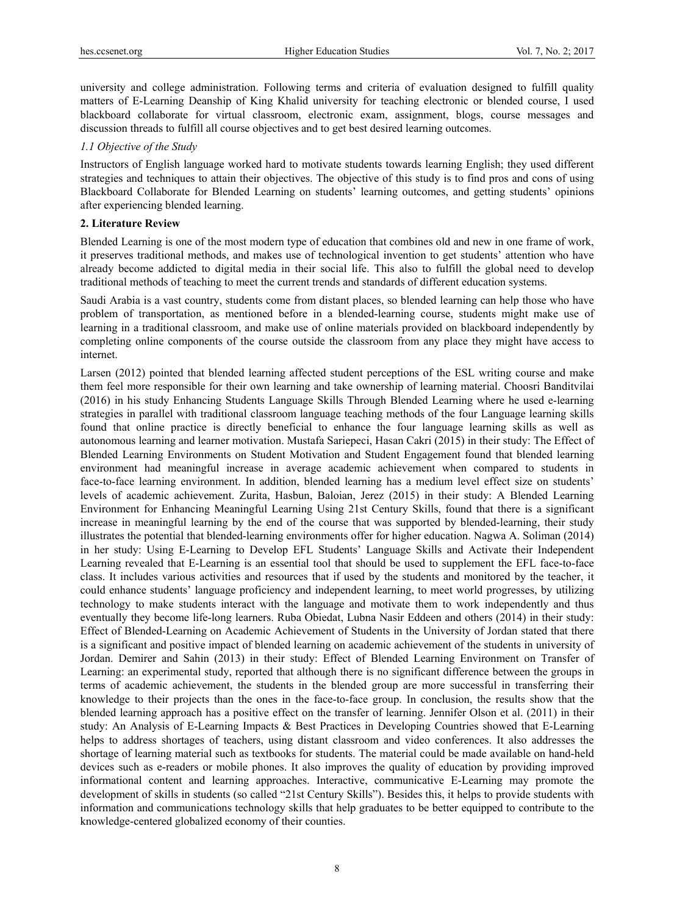university and college administration. Following terms and criteria of evaluation designed to fulfill quality matters of E-Learning Deanship of King Khalid university for teaching electronic or blended course, I used blackboard collaborate for virtual classroom, electronic exam, assignment, blogs, course messages and discussion threads to fulfill all course objectives and to get best desired learning outcomes.

### *1.1 Objective of the Study*

Instructors of English language worked hard to motivate students towards learning English; they used different strategies and techniques to attain their objectives. The objective of this study is to find pros and cons of using Blackboard Collaborate for Blended Learning on students' learning outcomes, and getting students' opinions after experiencing blended learning.

## **2. Literature Review**

Blended Learning is one of the most modern type of education that combines old and new in one frame of work, it preserves traditional methods, and makes use of technological invention to get students' attention who have already become addicted to digital media in their social life. This also to fulfill the global need to develop traditional methods of teaching to meet the current trends and standards of different education systems.

Saudi Arabia is a vast country, students come from distant places, so blended learning can help those who have problem of transportation, as mentioned before in a blended-learning course, students might make use of learning in a traditional classroom, and make use of online materials provided on blackboard independently by completing online components of the course outside the classroom from any place they might have access to internet.

Larsen (2012) pointed that blended learning affected student perceptions of the ESL writing course and make them feel more responsible for their own learning and take ownership of learning material. Choosri Banditvilai (2016) in his study Enhancing Students Language Skills Through Blended Learning where he used e-learning strategies in parallel with traditional classroom language teaching methods of the four Language learning skills found that online practice is directly beneficial to enhance the four language learning skills as well as autonomous learning and learner motivation. Mustafa Sariepeci, Hasan Cakri (2015) in their study: The Effect of Blended Learning Environments on Student Motivation and Student Engagement found that blended learning environment had meaningful increase in average academic achievement when compared to students in face-to-face learning environment. In addition, blended learning has a medium level effect size on students' levels of academic achievement. Zurita, Hasbun, Baloian, Jerez (2015) in their study: A Blended Learning Environment for Enhancing Meaningful Learning Using 21st Century Skills, found that there is a significant increase in meaningful learning by the end of the course that was supported by blended-learning, their study illustrates the potential that blended-learning environments offer for higher education. Nagwa A. Soliman (2014) in her study: Using E-Learning to Develop EFL Students' Language Skills and Activate their Independent Learning revealed that E-Learning is an essential tool that should be used to supplement the EFL face-to-face class. It includes various activities and resources that if used by the students and monitored by the teacher, it could enhance students' language proficiency and independent learning, to meet world progresses, by utilizing technology to make students interact with the language and motivate them to work independently and thus eventually they become life-long learners. Ruba Obiedat, Lubna Nasir Eddeen and others (2014) in their study: Effect of Blended-Learning on Academic Achievement of Students in the University of Jordan stated that there is a significant and positive impact of blended learning on academic achievement of the students in university of Jordan. Demirer and Sahin (2013) in their study: Effect of Blended Learning Environment on Transfer of Learning: an experimental study, reported that although there is no significant difference between the groups in terms of academic achievement, the students in the blended group are more successful in transferring their knowledge to their projects than the ones in the face-to-face group. In conclusion, the results show that the blended learning approach has a positive effect on the transfer of learning. Jennifer Olson et al. (2011) in their study: An Analysis of E-Learning Impacts & Best Practices in Developing Countries showed that E-Learning helps to address shortages of teachers, using distant classroom and video conferences. It also addresses the shortage of learning material such as textbooks for students. The material could be made available on hand-held devices such as e-readers or mobile phones. It also improves the quality of education by providing improved informational content and learning approaches. Interactive, communicative E-Learning may promote the development of skills in students (so called "21st Century Skills"). Besides this, it helps to provide students with information and communications technology skills that help graduates to be better equipped to contribute to the knowledge-centered globalized economy of their counties.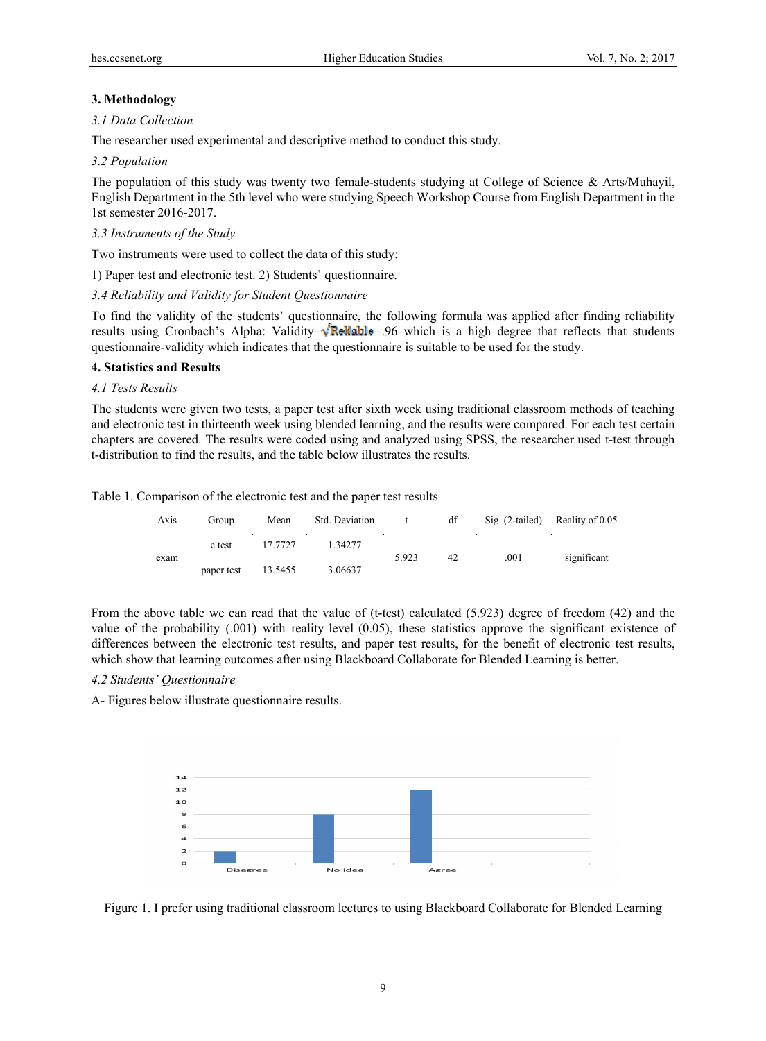## 3. Methodology

### *3.1 Data Collection*

The researcher used experimental and descriptive method to conduct this study.

### *3.2 Population*

The population of this study was twenty two female-students studying at College of Science & Arts/Muhayil, English Department in the 5th level who were studying Speech Workshop Course from English Department in the 1st semester 2016-2017.

### *3.3 Instruments of the Study*

Two instruments were used to collect the data of this study:

1) Paper test and electronic test. 2) Students' questionnaire.

### *3.4 Reliability and Validity for Student Questionnaire*

To find the validity of the students' questionnaire, the following formula was applied after finding reliability results using Cronbach's Alpha: Validity=$\sqrt{\text{Reliable}}$=.96 which is a high degree that reflects that students questionnaire-validity which indicates that the questionnaire is suitable to be used for the study.

## 4. Statistics and Results

### *4.1 Tests Results*

The students were given two tests, a paper test after sixth week using traditional classroom methods of teaching and electronic test in thirteenth week using blended learning, and the results were compared. For each test certain chapters are covered. The results were coded using and analyzed using SPSS, the researcher used t-test through t-distribution to find the results, and the table below illustrates the results.

Table 1. Comparison of the electronic test and the paper test results

| Axis | Group | Mean | Std. Deviation | t | df | Sig. (2-tailed) | Reality of 0.05 |
|---|---|---|---|---|---|---|---|
| exam | e test | 17.7727 | 1.34277 | 5.923 | 42 | .001 | significant |
| | paper test | 13.5455 | 3.06637 | | | | |

From the above table we can read that the value of (t-test) calculated (5.923) degree of freedom (42) and the value of the probability (.001) with reality level (0.05), these statistics approve the significant existence of differences between the electronic test results, and paper test results, for the benefit of electronic test results, which show that learning outcomes after using Blackboard Collaborate for Blended Learning is better.

### *4.2 Students' Questionnaire*

A- Figures below illustrate questionnaire results.

Figure 1. I prefer using traditional classroom lectures to using Blackboard Collaborate for Blended Learning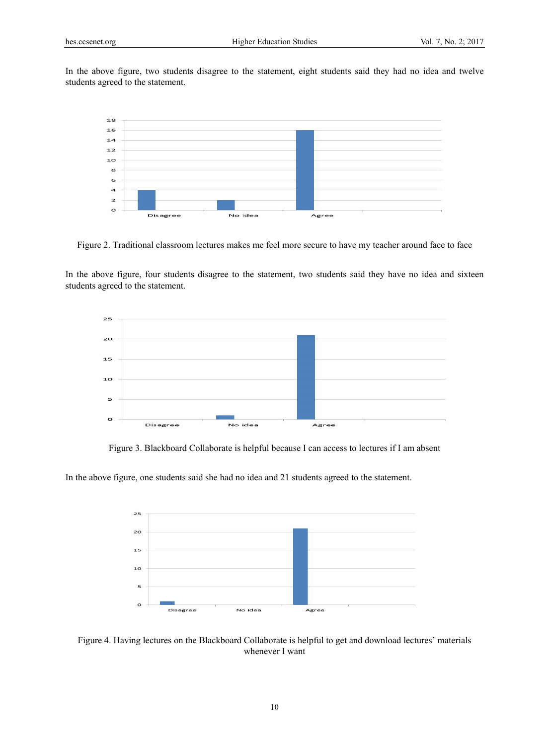In the above figure, two students disagree to the statement, eight students said they had no idea and twelve students agreed to the statement.

Figure 2. Traditional classroom lectures makes me feel more secure to have my teacher around face to face

In the above figure, four students disagree to the statement, two students said they have no idea and sixteen students agreed to the statement.

Figure 3. Blackboard Collaborate is helpful because I can access to lectures if I am absent

In the above figure, one students said she had no idea and 21 students agreed to the statement.

Figure 4. Having lectures on the Blackboard Collaborate is helpful to get and download lectures' materials whenever I want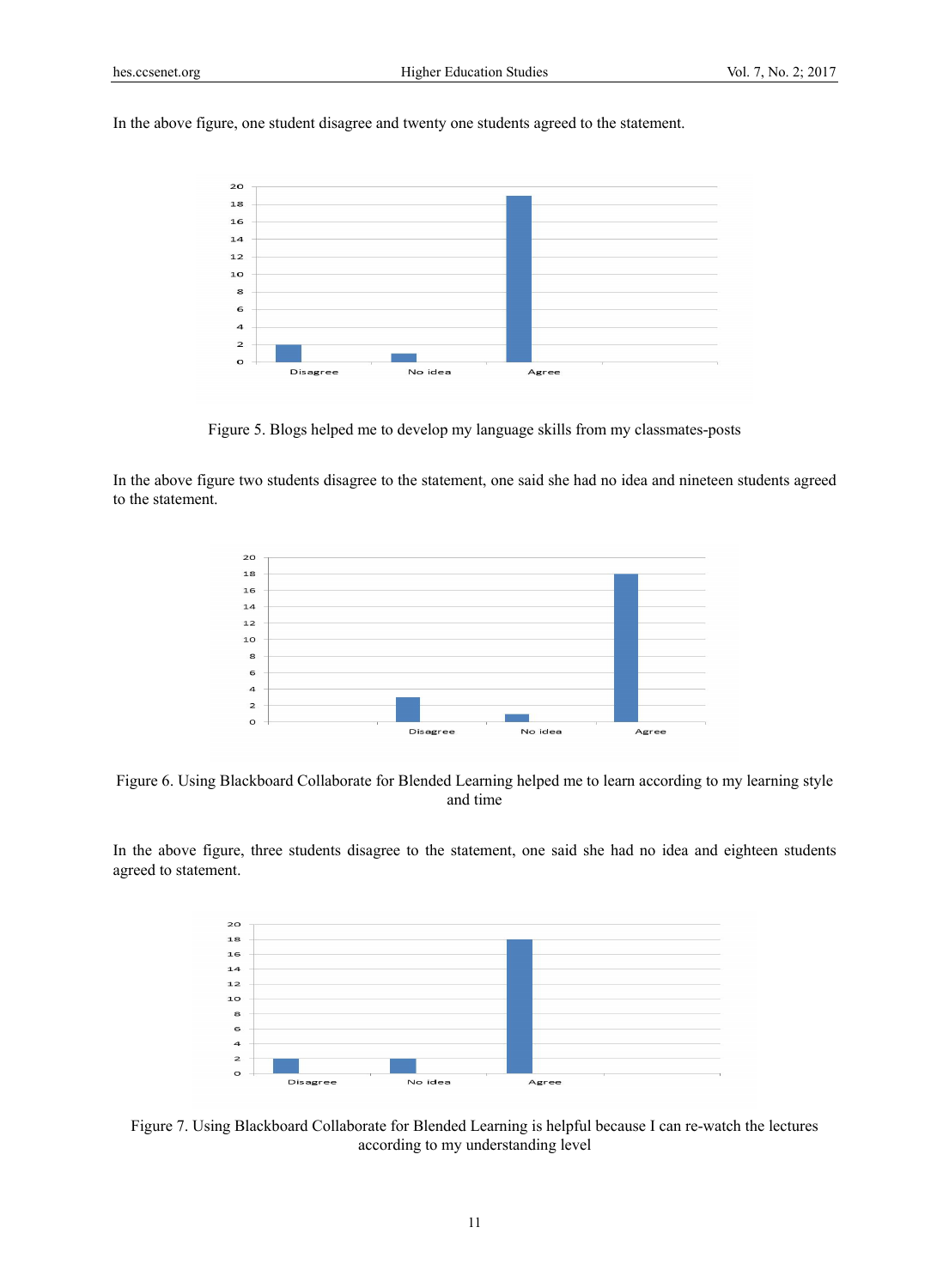In the above figure, one student disagree and twenty one students agreed to the statement.

Figure 5. Blogs helped me to develop my language skills from my classmates-posts

In the above figure two students disagree to the statement, one said she had no idea and nineteen students agreed to the statement.

Figure 6. Using Blackboard Collaborate for Blended Learning helped me to learn according to my learning style and time

In the above figure, three students disagree to the statement, one said she had no idea and eighteen students agreed to statement.

Figure 7. Using Blackboard Collaborate for Blended Learning is helpful because I can re-watch the lectures according to my understanding level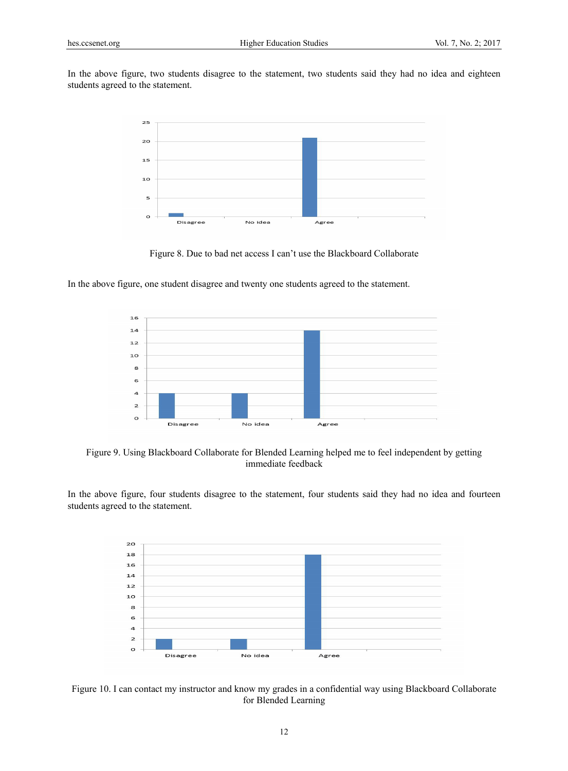In the above figure, two students disagree to the statement, two students said they had no idea and eighteen students agreed to the statement.

Figure 8. Due to bad net access I can't use the Blackboard Collaborate

In the above figure, one student disagree and twenty one students agreed to the statement.

Figure 9. Using Blackboard Collaborate for Blended Learning helped me to feel independent by getting immediate feedback

In the above figure, four students disagree to the statement, four students said they had no idea and fourteen students agreed to the statement.

Figure 10. I can contact my instructor and know my grades in a confidential way using Blackboard Collaborate for Blended Learning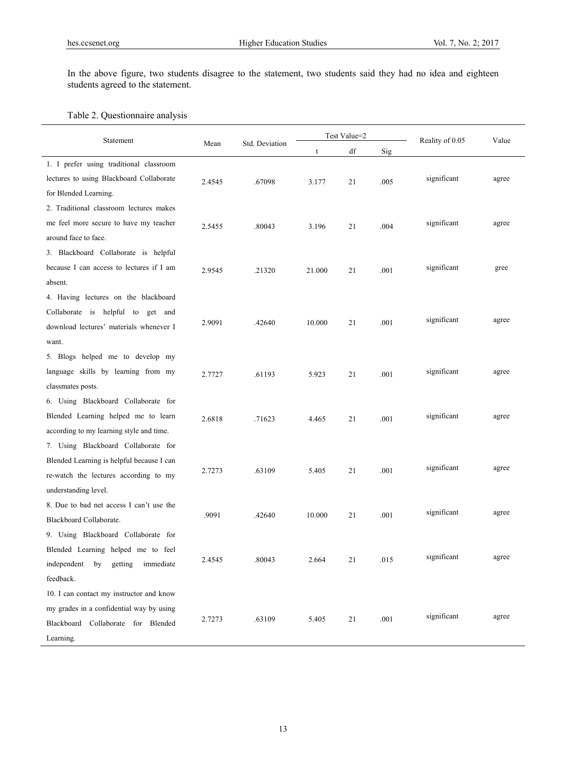In the above figure, two students disagree to the statement, two students said they had no idea and eighteen students agreed to the statement.

Table 2. Questionnaire analysis

| Statement | Mean | Std. Deviation | Test Value=2 | | | Reality of 0.05 | Value |
|---|---|---|---|---|---|---|---|
| | | | t | df | Sig | | |
| 1. I prefer using traditional classroom lectures to using Blackboard Collaborate for Blended Learning. | 2.4545 | .67098 | 3.177 | 21 | .005 | significant | agree |
| 2. Traditional classroom lectures makes me feel more secure to have my teacher around face to face. | 2.5455 | .80043 | 3.196 | 21 | .004 | significant | agree |
| 3. Blackboard Collaborate is helpful because I can access to lectures if I am absent. | 2.9545 | .21320 | 21.000 | 21 | .001 | significant | gree |
| 4. Having lectures on the blackboard Collaborate is helpful to get and download lectures' materials whenever I want. | 2.9091 | .42640 | 10.000 | 21 | .001 | significant | agree |
| 5. Blogs helped me to develop my language skills by learning from my classmates posts. | 2.7727 | .61193 | 5.923 | 21 | .001 | significant | agree |
| 6. Using Blackboard Collaborate for Blended Learning helped me to learn according to my learning style and time. | 2.6818 | .71623 | 4.465 | 21 | .001 | significant | agree |
| 7. Using Blackboard Collaborate for Blended Learning is helpful because I can re-watch the lectures according to my understanding level. | 2.7273 | .63109 | 5.405 | 21 | .001 | significant | agree |
| 8. Due to bad net access I can't use the Blackboard Collaborate. | .9091 | .42640 | 10.000 | 21 | .001 | significant | agree |
| 9. Using Blackboard Collaborate for Blended Learning helped me to feel independent by getting immediate feedback. | 2.4545 | .80043 | 2.664 | 21 | .015 | significant | agree |
| 10. I can contact my instructor and know my grades in a confidential way by using Blackboard Collaborate for Blended Learning. | 2.7273 | .63109 | 5.405 | 21 | .001 | significant | agree |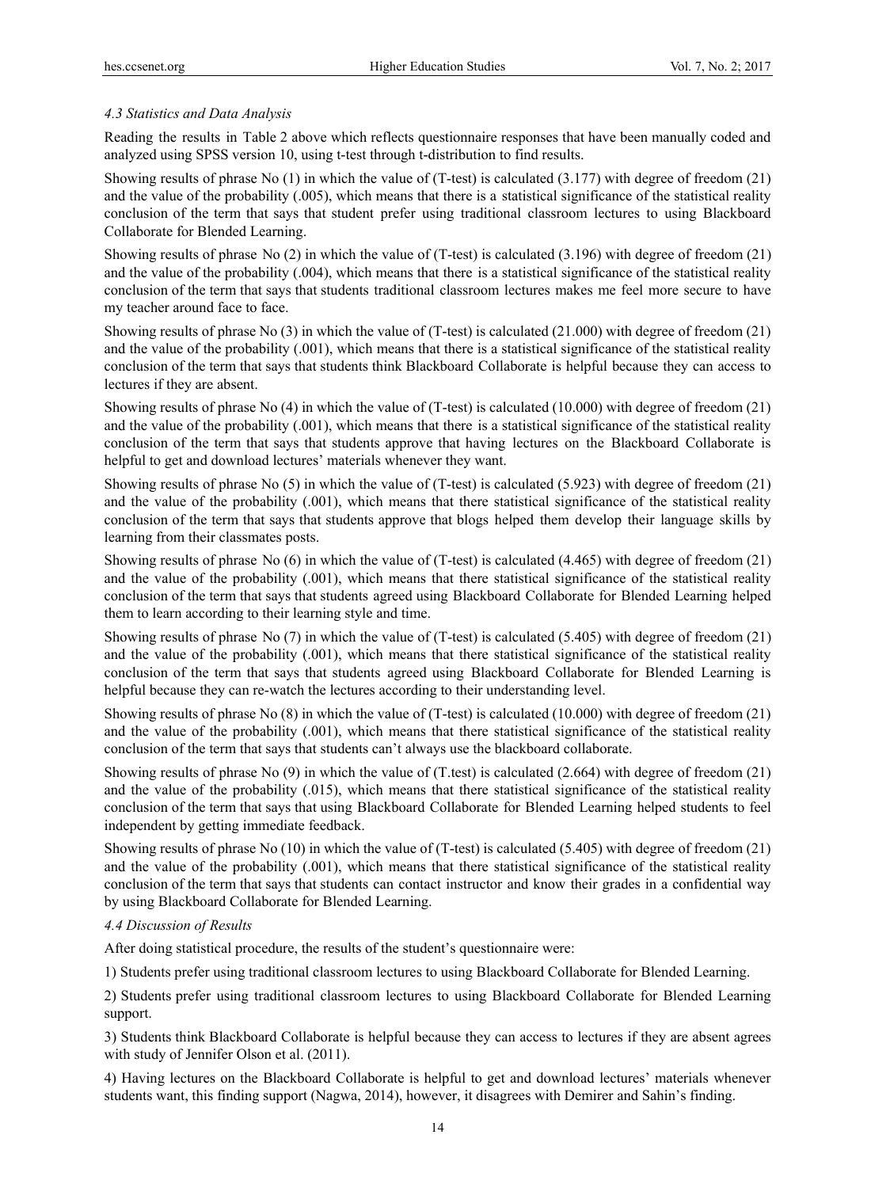### *4.3 Statistics and Data Analysis*

Reading the results in Table 2 above which reflects questionnaire responses that have been manually coded and analyzed using SPSS version 10, using t-test through t-distribution to find results.

Showing results of phrase No (1) in which the value of (T-test) is calculated (3.177) with degree of freedom (21) and the value of the probability (.005), which means that there is a statistical significance of the statistical reality conclusion of the term that says that student prefer using traditional classroom lectures to using Blackboard Collaborate for Blended Learning.

Showing results of phrase No (2) in which the value of (T-test) is calculated (3.196) with degree of freedom (21) and the value of the probability (.004), which means that there is a statistical significance of the statistical reality conclusion of the term that says that students traditional classroom lectures makes me feel more secure to have my teacher around face to face.

Showing results of phrase No (3) in which the value of (T-test) is calculated (21.000) with degree of freedom (21) and the value of the probability (.001), which means that there is a statistical significance of the statistical reality conclusion of the term that says that students think Blackboard Collaborate is helpful because they can access to lectures if they are absent.

Showing results of phrase No (4) in which the value of (T-test) is calculated (10.000) with degree of freedom (21) and the value of the probability (.001), which means that there is a statistical significance of the statistical reality conclusion of the term that says that students approve that having lectures on the Blackboard Collaborate is helpful to get and download lectures' materials whenever they want.

Showing results of phrase No (5) in which the value of (T-test) is calculated (5.923) with degree of freedom (21) and the value of the probability (.001), which means that there statistical significance of the statistical reality conclusion of the term that says that students approve that blogs helped them develop their language skills by learning from their classmates posts.

Showing results of phrase No (6) in which the value of (T-test) is calculated (4.465) with degree of freedom (21) and the value of the probability (.001), which means that there statistical significance of the statistical reality conclusion of the term that says that students agreed using Blackboard Collaborate for Blended Learning helped them to learn according to their learning style and time.

Showing results of phrase No (7) in which the value of (T-test) is calculated (5.405) with degree of freedom (21) and the value of the probability (.001), which means that there statistical significance of the statistical reality conclusion of the term that says that students agreed using Blackboard Collaborate for Blended Learning is helpful because they can re-watch the lectures according to their understanding level.

Showing results of phrase No (8) in which the value of (T-test) is calculated (10.000) with degree of freedom (21) and the value of the probability (.001), which means that there statistical significance of the statistical reality conclusion of the term that says that students can't always use the blackboard collaborate.

Showing results of phrase No (9) in which the value of (T.test) is calculated (2.664) with degree of freedom (21) and the value of the probability (.015), which means that there statistical significance of the statistical reality conclusion of the term that says that using Blackboard Collaborate for Blended Learning helped students to feel independent by getting immediate feedback.

Showing results of phrase No (10) in which the value of (T-test) is calculated (5.405) with degree of freedom (21) and the value of the probability (.001), which means that there statistical significance of the statistical reality conclusion of the term that says that students can contact instructor and know their grades in a confidential way by using Blackboard Collaborate for Blended Learning.

### *4.4 Discussion of Results*

After doing statistical procedure, the results of the student's questionnaire were:

1) Students prefer using traditional classroom lectures to using Blackboard Collaborate for Blended Learning.

2) Students prefer using traditional classroom lectures to using Blackboard Collaborate for Blended Learning support.

3) Students think Blackboard Collaborate is helpful because they can access to lectures if they are absent agrees with study of Jennifer Olson et al. (2011).

4) Having lectures on the Blackboard Collaborate is helpful to get and download lectures' materials whenever students want, this finding support (Nagwa, 2014), however, it disagrees with Demirer and Sahin's finding.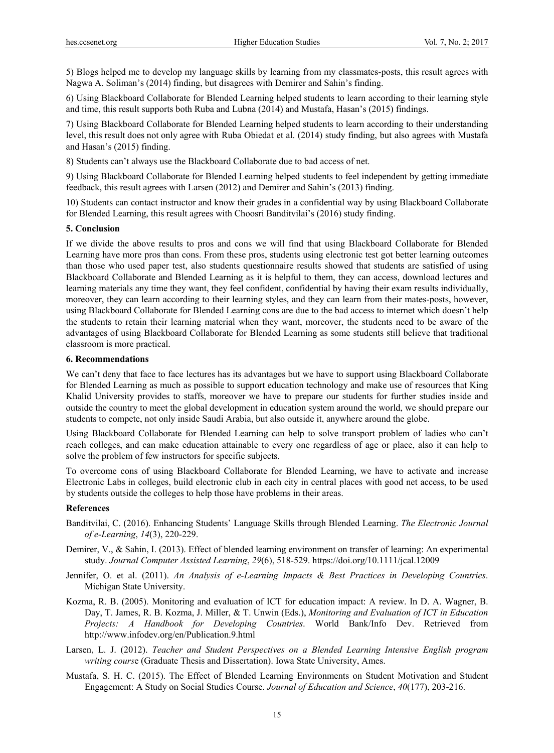5) Blogs helped me to develop my language skills by learning from my classmates-posts, this result agrees with Nagwa A. Soliman's (2014) finding, but disagrees with Demirer and Sahin's finding.

6) Using Blackboard Collaborate for Blended Learning helped students to learn according to their learning style and time, this result supports both Ruba and Lubna (2014) and Mustafa, Hasan's (2015) findings.

7) Using Blackboard Collaborate for Blended Learning helped students to learn according to their understanding level, this result does not only agree with Ruba Obiedat et al. (2014) study finding, but also agrees with Mustafa and Hasan's (2015) finding.

8) Students can't always use the Blackboard Collaborate due to bad access of net.

9) Using Blackboard Collaborate for Blended Learning helped students to feel independent by getting immediate feedback, this result agrees with Larsen (2012) and Demirer and Sahin's (2013) finding.

10) Students can contact instructor and know their grades in a confidential way by using Blackboard Collaborate for Blended Learning, this result agrees with Choosri Banditvilai's (2016) study finding.

## 5. Conclusion

If we divide the above results to pros and cons we will find that using Blackboard Collaborate for Blended Learning have more pros than cons. From these pros, students using electronic test got better learning outcomes than those who used paper test, also students questionnaire results showed that students are satisfied of using Blackboard Collaborate and Blended Learning as it is helpful to them, they can access, download lectures and learning materials any time they want, they feel confident, confidential by having their exam results individually, moreover, they can learn according to their learning styles, and they can learn from their mates-posts, however, using Blackboard Collaborate for Blended Learning cons are due to the bad access to internet which doesn't help the students to retain their learning material when they want, moreover, the students need to be aware of the advantages of using Blackboard Collaborate for Blended Learning as some students still believe that traditional classroom is more practical.

## 6. Recommendations

We can't deny that face to face lectures has its advantages but we have to support using Blackboard Collaborate for Blended Learning as much as possible to support education technology and make use of resources that King Khalid University provides to staffs, moreover we have to prepare our students for further studies inside and outside the country to meet the global development in education system around the world, we should prepare our students to compete, not only inside Saudi Arabia, but also outside it, anywhere around the globe.

Using Blackboard Collaborate for Blended Learning can help to solve transport problem of ladies who can't reach colleges, and can make education attainable to every one regardless of age or place, also it can help to solve the problem of few instructors for specific subjects.

To overcome cons of using Blackboard Collaborate for Blended Learning, we have to activate and increase Electronic Labs in colleges, build electronic club in each city in central places with good net access, to be used by students outside the colleges to help those have problems in their areas.

## References

Banditvilai, C. (2016). Enhancing Students' Language Skills through Blended Learning. *The Electronic Journal of e-Learning*, *14*(3), 220-229.

Demirer, V., & Sahin, I. (2013). Effect of blended learning environment on transfer of learning: An experimental study. *Journal Computer Assisted Learning*, *29*(6), 518-529. https://doi.org/10.1111/jcal.12009

Jennifer, O. et al. (2011). *An Analysis of e-Learning Impacts & Best Practices in Developing Countries*. Michigan State University.

Kozma, R. B. (2005). Monitoring and evaluation of ICT for education impact: A review. In D. A. Wagner, B. Day, T. James, R. B. Kozma, J. Miller, & T. Unwin (Eds.), *Monitoring and Evaluation of ICT in Education Projects: A Handbook for Developing Countries*. World Bank/Info Dev. Retrieved from http://www.infodev.org/en/Publication.9.html

Larsen, L. J. (2012). *Teacher and Student Perspectives on a Blended Learning Intensive English program writing course* (Graduate Thesis and Dissertation). Iowa State University, Ames.

Mustafa, S. H. C. (2015). The Effect of Blended Learning Environments on Student Motivation and Student Engagement: A Study on Social Studies Course. *Journal of Education and Science*, *40*(177), 203-216.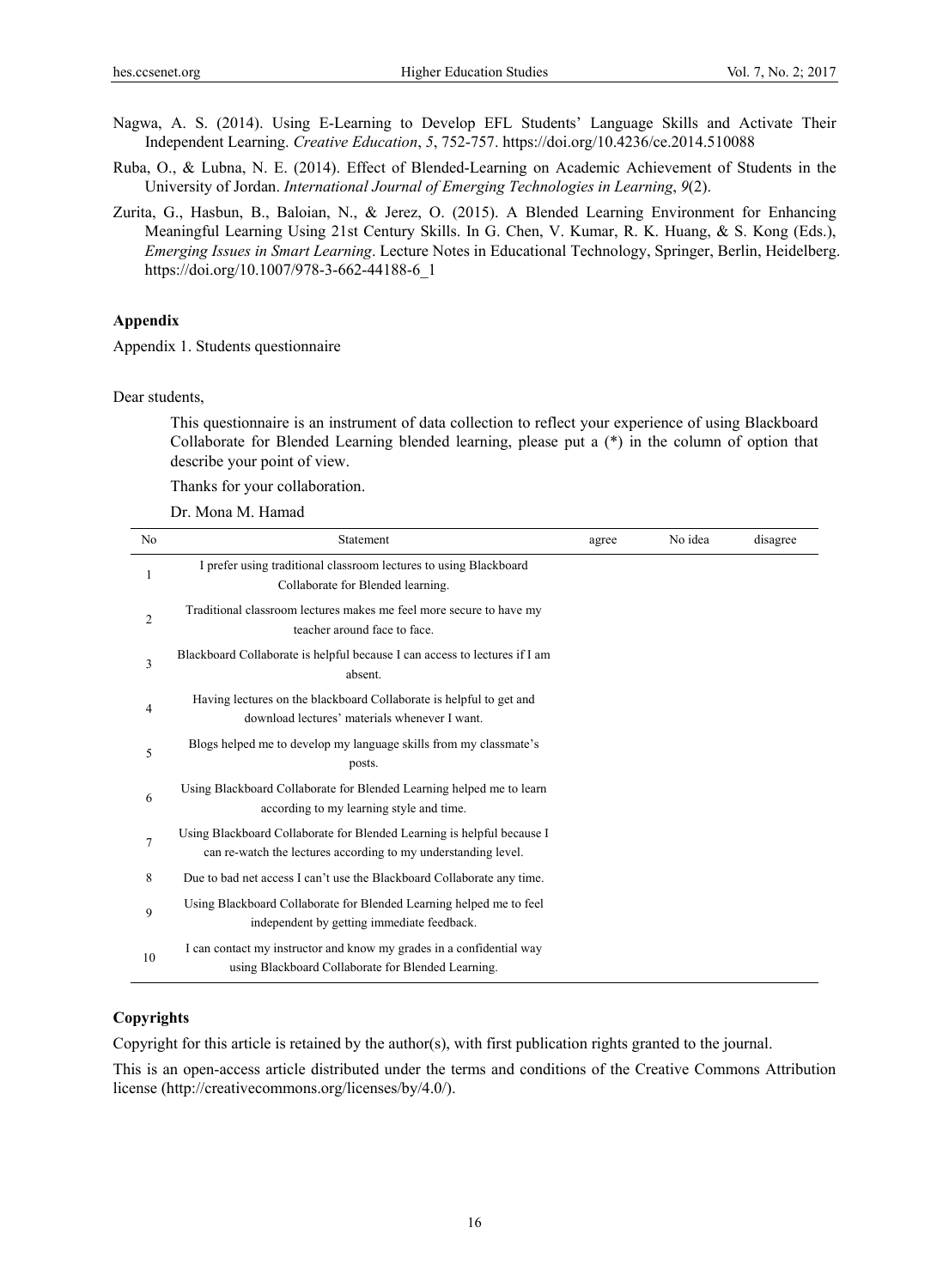Nagwa, A. S. (2014). Using E-Learning to Develop EFL Students' Language Skills and Activate Their Independent Learning. *Creative Education*, *5*, 752-757. https://doi.org/10.4236/ce.2014.510088

Ruba, O., & Lubna, N. E. (2014). Effect of Blended-Learning on Academic Achievement of Students in the University of Jordan. *International Journal of Emerging Technologies in Learning*, *9*(2).

Zurita, G., Hasbun, B., Baloian, N., & Jerez, O. (2015). A Blended Learning Environment for Enhancing Meaningful Learning Using 21st Century Skills. In G. Chen, V. Kumar, R. K. Huang, & S. Kong (Eds.), *Emerging Issues in Smart Learning*. Lecture Notes in Educational Technology, Springer, Berlin, Heidelberg. https://doi.org/10.1007/978-3-662-44188-6_1

## Appendix

Appendix 1. Students questionnaire

Dear students,

This questionnaire is an instrument of data collection to reflect your experience of using Blackboard Collaborate for Blended Learning blended learning, please put a (*) in the column of option that describe your point of view.

Thanks for your collaboration.

Dr. Mona M. Hamad

| No | Statement | agree | No idea | disagree |
|---|---|---|---|---|
| 1 | I prefer using traditional classroom lectures to using Blackboard Collaborate for Blended learning. | | | |
| 2 | Traditional classroom lectures makes me feel more secure to have my teacher around face to face. | | | |
| 3 | Blackboard Collaborate is helpful because I can access to lectures if I am absent. | | | |
| 4 | Having lectures on the blackboard Collaborate is helpful to get and download lectures' materials whenever I want. | | | |
| 5 | Blogs helped me to develop my language skills from my classmate's posts. | | | |
| 6 | Using Blackboard Collaborate for Blended Learning helped me to learn according to my learning style and time. | | | |
| 7 | Using Blackboard Collaborate for Blended Learning is helpful because I can re-watch the lectures according to my understanding level. | | | |
| 8 | Due to bad net access I can't use the Blackboard Collaborate any time. | | | |
| 9 | Using Blackboard Collaborate for Blended Learning helped me to feel independent by getting immediate feedback. | | | |
| 10 | I can contact my instructor and know my grades in a confidential way using Blackboard Collaborate for Blended Learning. | | | |

## Copyrights

Copyright for this article is retained by the author(s), with first publication rights granted to the journal.

This is an open-access article distributed under the terms and conditions of the Creative Commons Attribution license (http://creativecommons.org/licenses/by/4.0/).